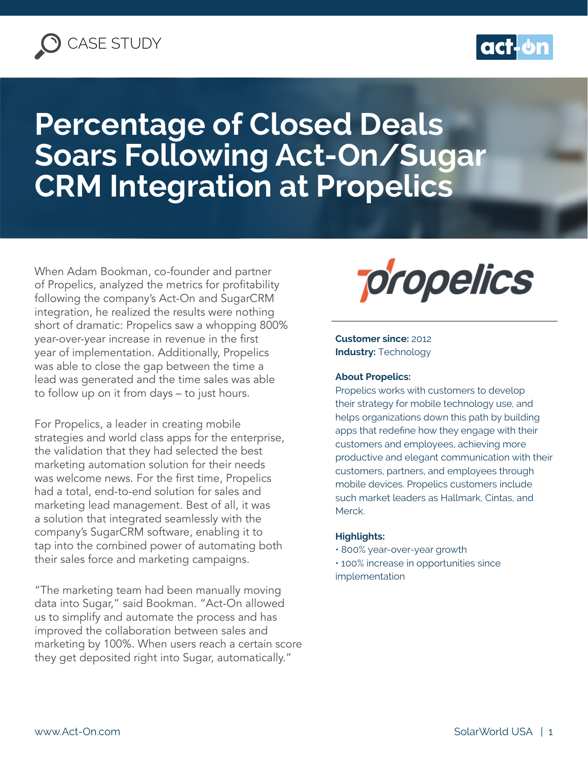CASE STUDY

# Percentage of Closed Deals Soars Following Act-On/Sugar CRM Integration at Propelics

When Adam Bookman, co-founder and partner of Propelics, analyzed the metrics for profitability following the company's Act-On and SugarCRM integration, he realized the results were nothing short of dramatic: Propelics saw a whopping 800% year-over-year increase in revenue in the first year of implementation. Additionally, Propelics was able to close the gap between the time a lead was generated and the time sales was able to follow up on it from days – to just hours.

For Propelics, a leader in creating mobile strategies and world class apps for the enterprise, the validation that they had selected the best marketing automation solution for their needs was welcome news. For the first time, Propelics had a total, end-to-end solution for sales and marketing lead management. Best of all, it was a solution that integrated seamlessly with the company's SugarCRM software, enabling it to tap into the combined power of automating both their sales force and marketing campaigns.

"The marketing team had been manually moving data into Sugar," said Bookman. "Act-On allowed us to simplify and automate the process and has improved the collaboration between sales and marketing by 100%. When users reach a certain score they get deposited right into Sugar, automatically."

**Customer since:** 2012
**Industry:** Technology

**About Propelics:**
Propelics works with customers to develop their strategy for mobile technology use, and helps organizations down this path by building apps that redefine how they engage with their customers and employees, achieving more productive and elegant communication with their customers, partners, and employees through mobile devices. Propelics customers include such market leaders as Hallmark, Cintas, and Merck.

**Highlights:**
- 800% year-over-year growth
- 100% increase in opportunities since implementation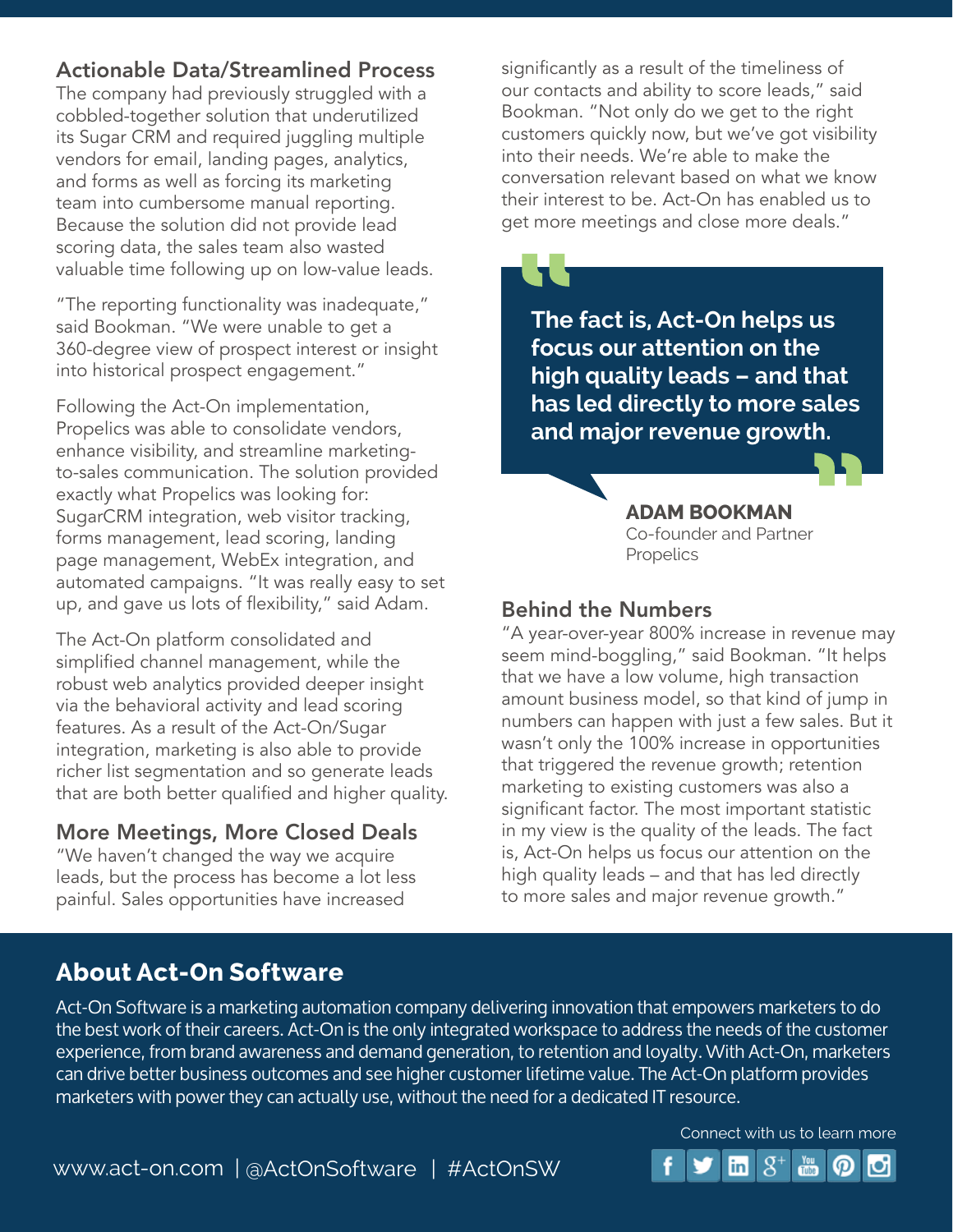### Actionable Data/Streamlined Process

The company had previously struggled with a cobbled-together solution that underutilized its Sugar CRM and required juggling multiple vendors for email, landing pages, analytics, and forms as well as forcing its marketing team into cumbersome manual reporting. Because the solution did not provide lead scoring data, the sales team also wasted valuable time following up on low-value leads.

"The reporting functionality was inadequate," said Bookman. "We were unable to get a 360-degree view of prospect interest or insight into historical prospect engagement."

Following the Act-On implementation, Propelics was able to consolidate vendors, enhance visibility, and streamline marketing-to-sales communication. The solution provided exactly what Propelics was looking for: SugarCRM integration, web visitor tracking, forms management, lead scoring, landing page management, WebEx integration, and automated campaigns. "It was really easy to set up, and gave us lots of flexibility," said Adam.

The Act-On platform consolidated and simplified channel management, while the robust web analytics provided deeper insight via the behavioral activity and lead scoring features. As a result of the Act-On/Sugar integration, marketing is also able to provide richer list segmentation and so generate leads that are both better qualified and higher quality.

### More Meetings, More Closed Deals

"We haven't changed the way we acquire leads, but the process has become a lot less painful. Sales opportunities have increased significantly as a result of the timeliness of our contacts and ability to score leads," said Bookman. "Not only do we get to the right customers quickly now, but we've got visibility into their needs. We're able to make the conversation relevant based on what we know their interest to be. Act-On has enabled us to get more meetings and close more deals."

> **The fact is, Act-On helps us focus our attention on the high quality leads – and that has led directly to more sales and major revenue growth.**
>
> **ADAM BOOKMAN**
> Co-founder and Partner
> Propelics

### Behind the Numbers

"A year-over-year 800% increase in revenue may seem mind-boggling," said Bookman. "It helps that we have a low volume, high transaction amount business model, so that kind of jump in numbers can happen with just a few sales. But it wasn't only the 100% increase in opportunities that triggered the revenue growth; retention marketing to existing customers was also a significant factor. The most important statistic in my view is the quality of the leads. The fact is, Act-On helps us focus our attention on the high quality leads – and that has led directly to more sales and major revenue growth."

## About Act-On Software

Act-On Software is a marketing automation company delivering innovation that empowers marketers to do the best work of their careers. Act-On is the only integrated workspace to address the needs of the customer experience, from brand awareness and demand generation, to retention and loyalty. With Act-On, marketers can drive better business outcomes and see higher customer lifetime value. The Act-On platform provides marketers with power they can actually use, without the need for a dedicated IT resource.

Connect with us to learn more

www.act-on.com | @ActOnSoftware | #ActOnSW